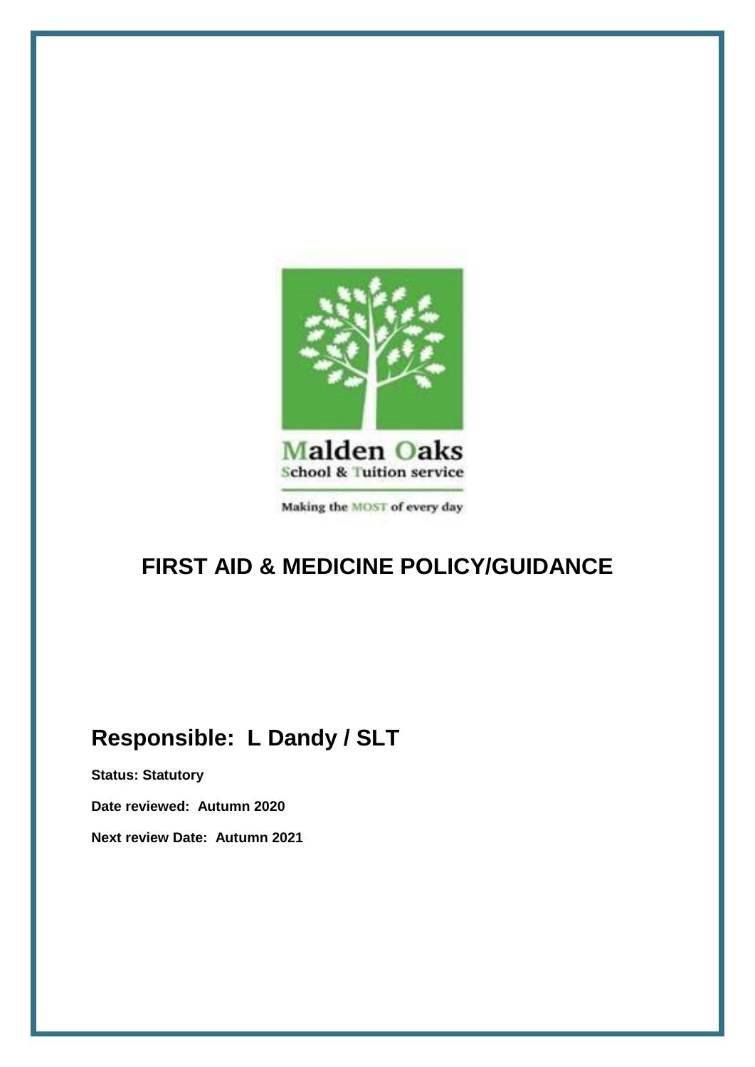Malden Oaks
School & Tuition service

Making the MOST of every day

# FIRST AID & MEDICINE POLICY/GUIDANCE

## Responsible: L Dandy / SLT

**Status: Statutory**

**Date reviewed: Autumn 2020**

**Next review Date: Autumn 2021**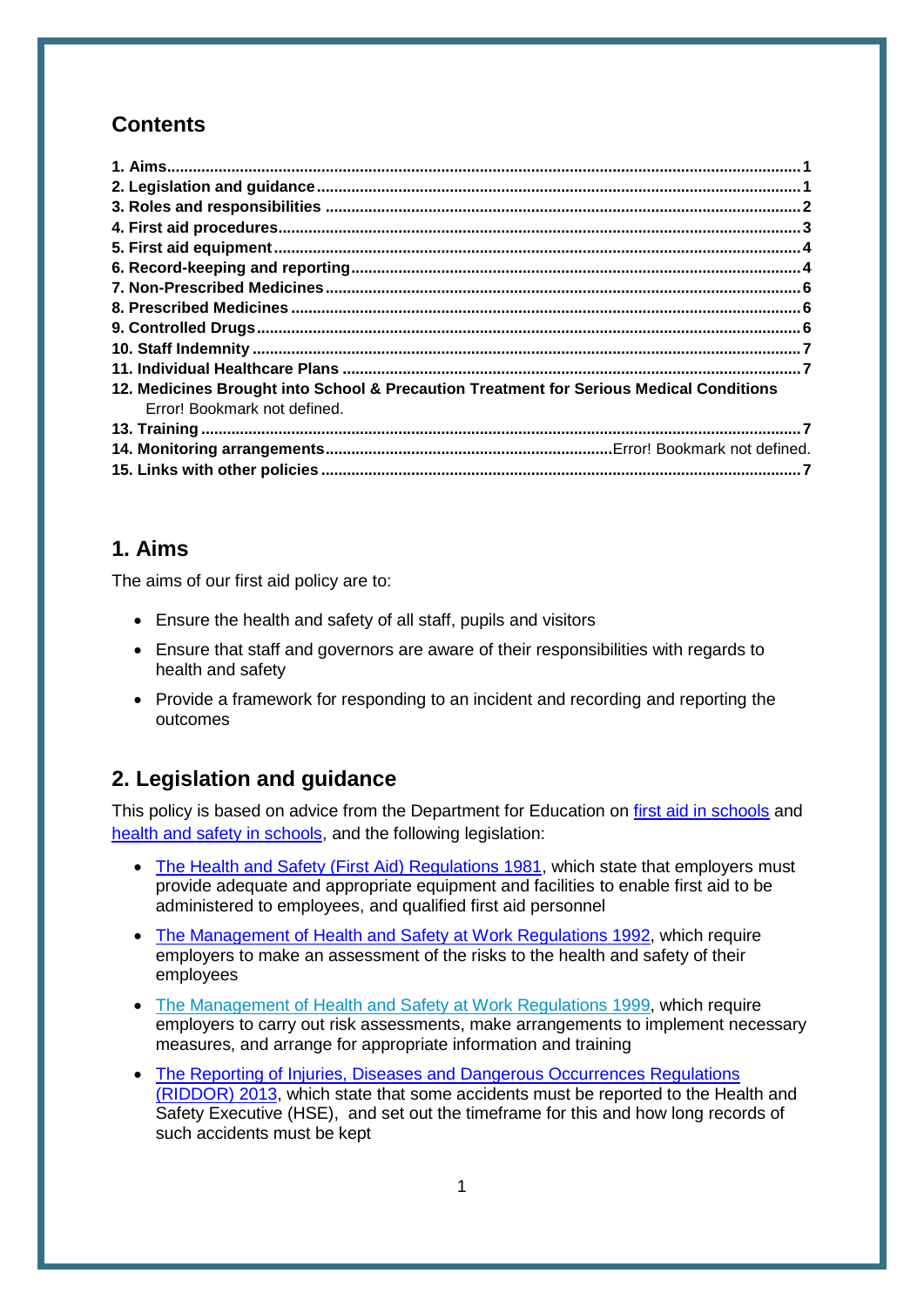## Contents

| | |
|---|---|
| **1. Aims** | **1** |
| **2. Legislation and guidance** | **1** |
| **3. Roles and responsibilities** | **2** |
| **4. First aid procedures** | **3** |
| **5. First aid equipment** | **4** |
| **6. Record-keeping and reporting** | **4** |
| **7. Non-Prescribed Medicines** | **6** |
| **8. Prescribed Medicines** | **6** |
| **9. Controlled Drugs** | **6** |
| **10. Staff Indemnity** | **7** |
| **11. Individual Healthcare Plans** | **7** |
| **12. Medicines Brought into School & Precaution Treatment for Serious Medical Conditions** | Error! Bookmark not defined. |
| **13. Training** | **7** |
| **14. Monitoring arrangements** | Error! Bookmark not defined. |
| **15. Links with other policies** | **7** |

## 1. Aims

The aims of our first aid policy are to:

- Ensure the health and safety of all staff, pupils and visitors
- Ensure that staff and governors are aware of their responsibilities with regards to health and safety
- Provide a framework for responding to an incident and recording and reporting the outcomes

## 2. Legislation and guidance

This policy is based on advice from the Department for Education on first aid in schools and health and safety in schools, and the following legislation:

- The Health and Safety (First Aid) Regulations 1981, which state that employers must provide adequate and appropriate equipment and facilities to enable first aid to be administered to employees, and qualified first aid personnel
- The Management of Health and Safety at Work Regulations 1992, which require employers to make an assessment of the risks to the health and safety of their employees
- The Management of Health and Safety at Work Regulations 1999, which require employers to carry out risk assessments, make arrangements to implement necessary measures, and arrange for appropriate information and training
- The Reporting of Injuries, Diseases and Dangerous Occurrences Regulations (RIDDOR) 2013, which state that some accidents must be reported to the Health and Safety Executive (HSE), and set out the timeframe for this and how long records of such accidents must be kept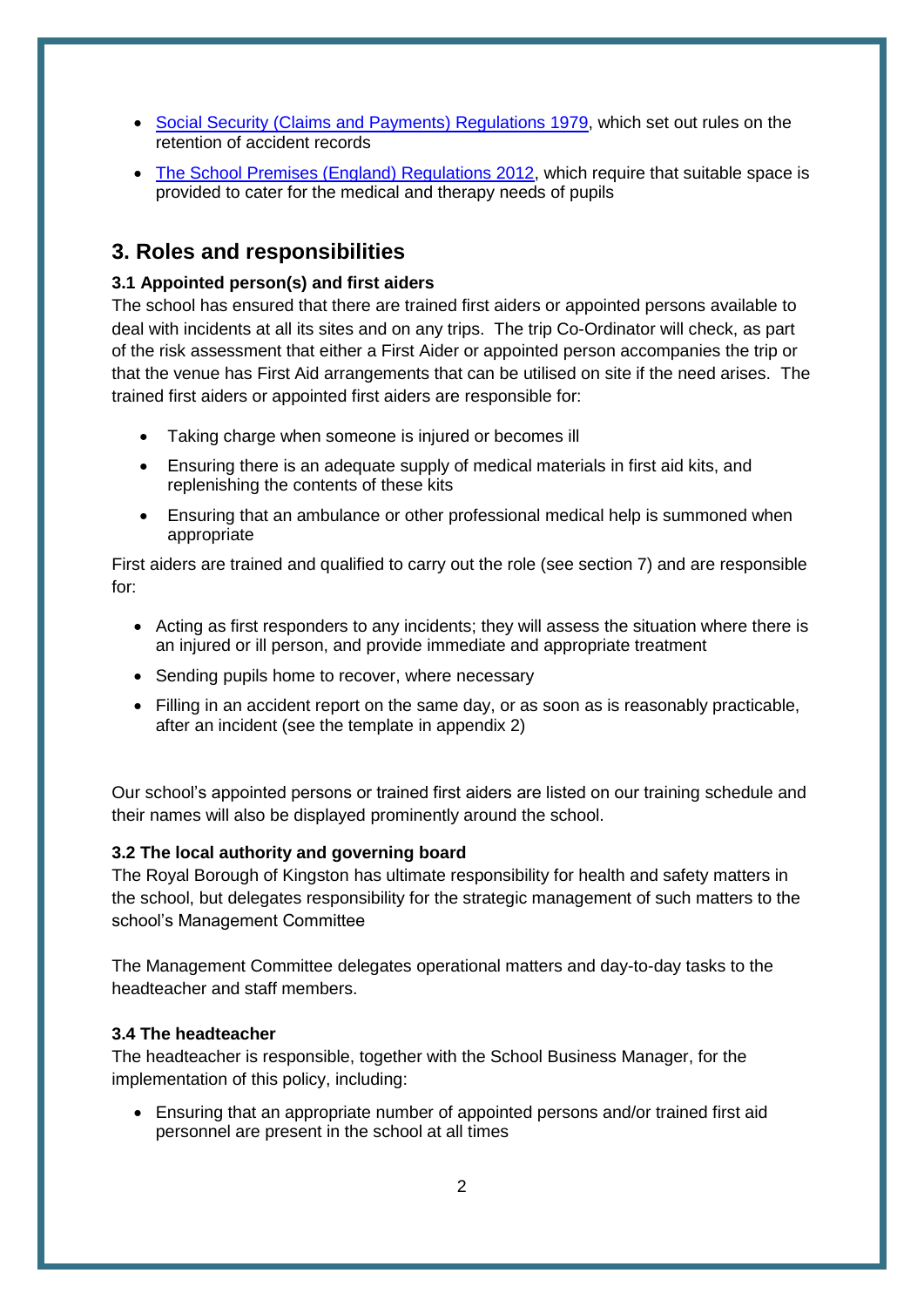- [Social Security (Claims and Payments) Regulations 1979](), which set out rules on the retention of accident records
- [The School Premises (England) Regulations 2012](), which require that suitable space is provided to cater for the medical and therapy needs of pupils

## 3. Roles and responsibilities

### 3.1 Appointed person(s) and first aiders

The school has ensured that there are trained first aiders or appointed persons available to deal with incidents at all its sites and on any trips. The trip Co-Ordinator will check, as part of the risk assessment that either a First Aider or appointed person accompanies the trip or that the venue has First Aid arrangements that can be utilised on site if the need arises. The trained first aiders or appointed first aiders are responsible for:

- Taking charge when someone is injured or becomes ill
- Ensuring there is an adequate supply of medical materials in first aid kits, and replenishing the contents of these kits
- Ensuring that an ambulance or other professional medical help is summoned when appropriate

First aiders are trained and qualified to carry out the role (see section 7) and are responsible for:

- Acting as first responders to any incidents; they will assess the situation where there is an injured or ill person, and provide immediate and appropriate treatment
- Sending pupils home to recover, where necessary
- Filling in an accident report on the same day, or as soon as is reasonably practicable, after an incident (see the template in appendix 2)

Our school's appointed persons or trained first aiders are listed on our training schedule and their names will also be displayed prominently around the school.

### 3.2 The local authority and governing board

The Royal Borough of Kingston has ultimate responsibility for health and safety matters in the school, but delegates responsibility for the strategic management of such matters to the school's Management Committee

The Management Committee delegates operational matters and day-to-day tasks to the headteacher and staff members.

### 3.4 The headteacher

The headteacher is responsible, together with the School Business Manager, for the implementation of this policy, including:

- Ensuring that an appropriate number of appointed persons and/or trained first aid personnel are present in the school at all times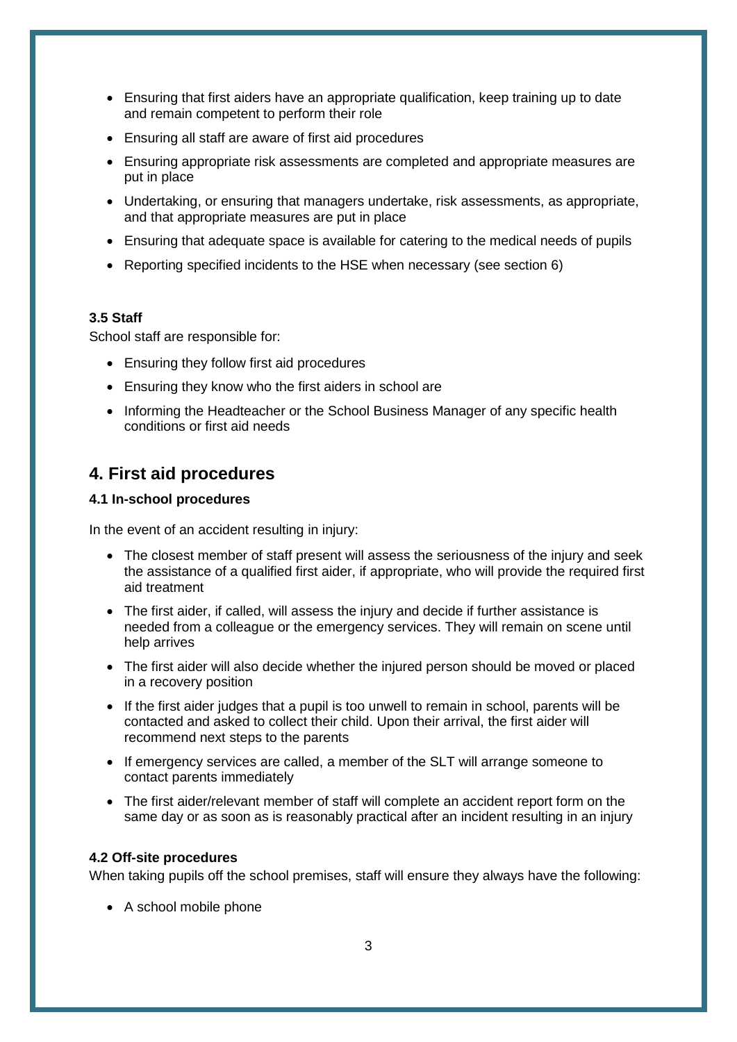- Ensuring that first aiders have an appropriate qualification, keep training up to date and remain competent to perform their role
- Ensuring all staff are aware of first aid procedures
- Ensuring appropriate risk assessments are completed and appropriate measures are put in place
- Undertaking, or ensuring that managers undertake, risk assessments, as appropriate, and that appropriate measures are put in place
- Ensuring that adequate space is available for catering to the medical needs of pupils
- Reporting specified incidents to the HSE when necessary (see section 6)

### 3.5 Staff

School staff are responsible for:

- Ensuring they follow first aid procedures
- Ensuring they know who the first aiders in school are
- Informing the Headteacher or the School Business Manager of any specific health conditions or first aid needs

## 4. First aid procedures

### 4.1 In-school procedures

In the event of an accident resulting in injury:

- The closest member of staff present will assess the seriousness of the injury and seek the assistance of a qualified first aider, if appropriate, who will provide the required first aid treatment
- The first aider, if called, will assess the injury and decide if further assistance is needed from a colleague or the emergency services. They will remain on scene until help arrives
- The first aider will also decide whether the injured person should be moved or placed in a recovery position
- If the first aider judges that a pupil is too unwell to remain in school, parents will be contacted and asked to collect their child. Upon their arrival, the first aider will recommend next steps to the parents
- If emergency services are called, a member of the SLT will arrange someone to contact parents immediately
- The first aider/relevant member of staff will complete an accident report form on the same day or as soon as is reasonably practical after an incident resulting in an injury

### 4.2 Off-site procedures

When taking pupils off the school premises, staff will ensure they always have the following:

- A school mobile phone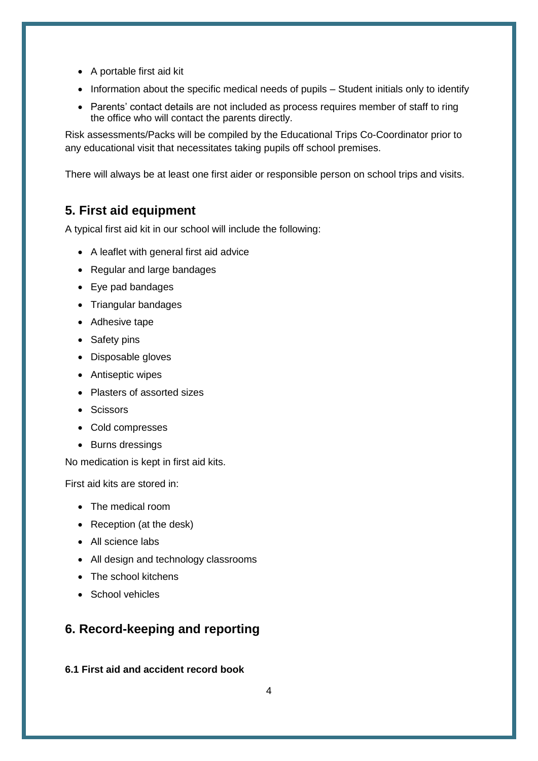- A portable first aid kit
- Information about the specific medical needs of pupils – Student initials only to identify
- Parents' contact details are not included as process requires member of staff to ring the office who will contact the parents directly.

Risk assessments/Packs will be compiled by the Educational Trips Co-Coordinator prior to any educational visit that necessitates taking pupils off school premises.

There will always be at least one first aider or responsible person on school trips and visits.

## 5. First aid equipment

A typical first aid kit in our school will include the following:

- A leaflet with general first aid advice
- Regular and large bandages
- Eye pad bandages
- Triangular bandages
- Adhesive tape
- Safety pins
- Disposable gloves
- Antiseptic wipes
- Plasters of assorted sizes
- Scissors
- Cold compresses
- Burns dressings

No medication is kept in first aid kits.

First aid kits are stored in:

- The medical room
- Reception (at the desk)
- All science labs
- All design and technology classrooms
- The school kitchens
- School vehicles

## 6. Record-keeping and reporting

### 6.1 First aid and accident record book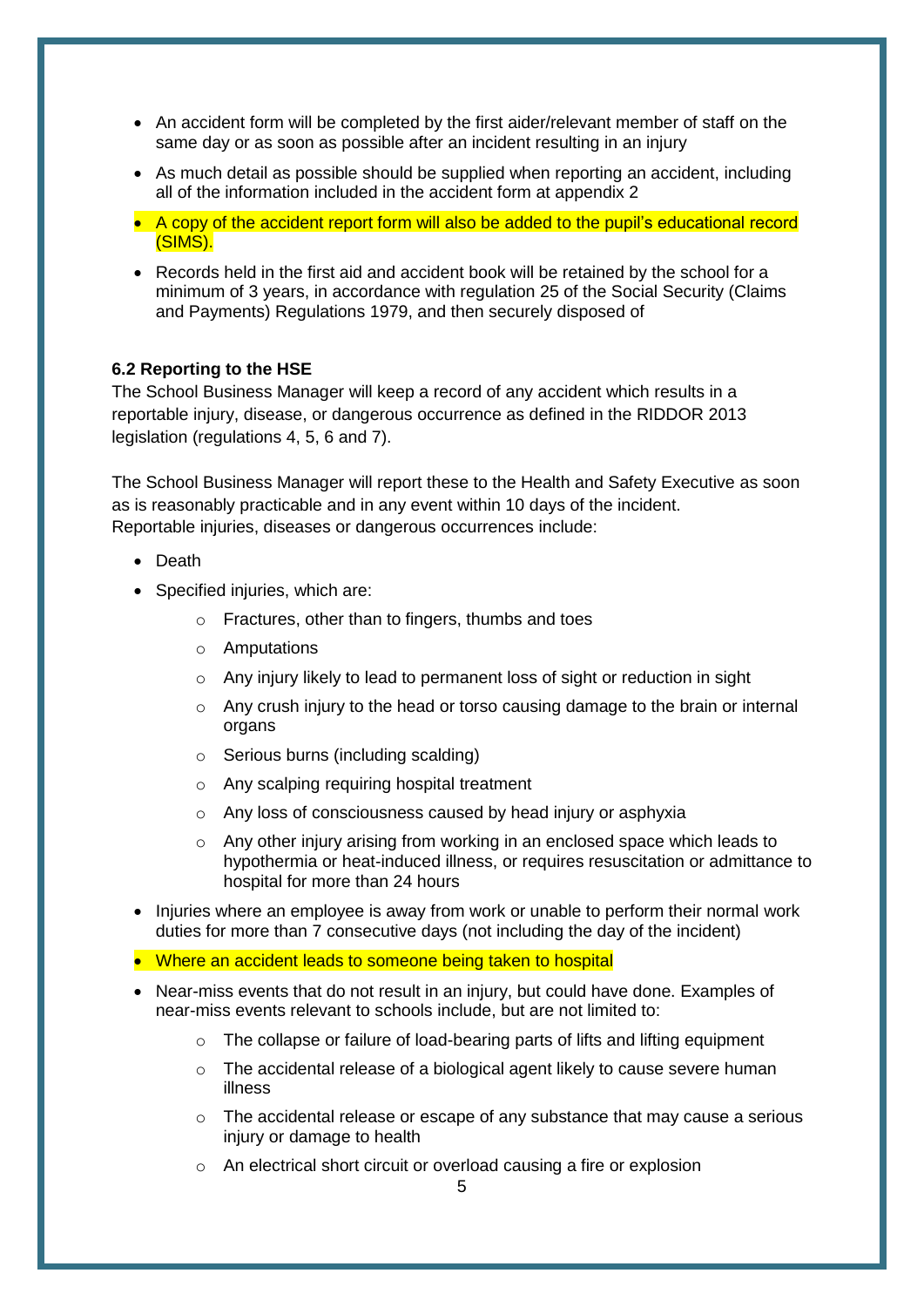- An accident form will be completed by the first aider/relevant member of staff on the same day or as soon as possible after an incident resulting in an injury
- As much detail as possible should be supplied when reporting an accident, including all of the information included in the accident form at appendix 2
- A copy of the accident report form will also be added to the pupil's educational record (SIMS).
- Records held in the first aid and accident book will be retained by the school for a minimum of 3 years, in accordance with regulation 25 of the Social Security (Claims and Payments) Regulations 1979, and then securely disposed of

**6.2 Reporting to the HSE**

The School Business Manager will keep a record of any accident which results in a reportable injury, disease, or dangerous occurrence as defined in the RIDDOR 2013 legislation (regulations 4, 5, 6 and 7).

The School Business Manager will report these to the Health and Safety Executive as soon as is reasonably practicable and in any event within 10 days of the incident.
Reportable injuries, diseases or dangerous occurrences include:

- Death
- Specified injuries, which are:
    - Fractures, other than to fingers, thumbs and toes
    - Amputations
    - Any injury likely to lead to permanent loss of sight or reduction in sight
    - Any crush injury to the head or torso causing damage to the brain or internal organs
    - Serious burns (including scalding)
    - Any scalping requiring hospital treatment
    - Any loss of consciousness caused by head injury or asphyxia
    - Any other injury arising from working in an enclosed space which leads to hypothermia or heat-induced illness, or requires resuscitation or admittance to hospital for more than 24 hours
- Injuries where an employee is away from work or unable to perform their normal work duties for more than 7 consecutive days (not including the day of the incident)
- Where an accident leads to someone being taken to hospital
- Near-miss events that do not result in an injury, but could have done. Examples of near-miss events relevant to schools include, but are not limited to:
    - The collapse or failure of load-bearing parts of lifts and lifting equipment
    - The accidental release of a biological agent likely to cause severe human illness
    - The accidental release or escape of any substance that may cause a serious injury or damage to health
    - An electrical short circuit or overload causing a fire or explosion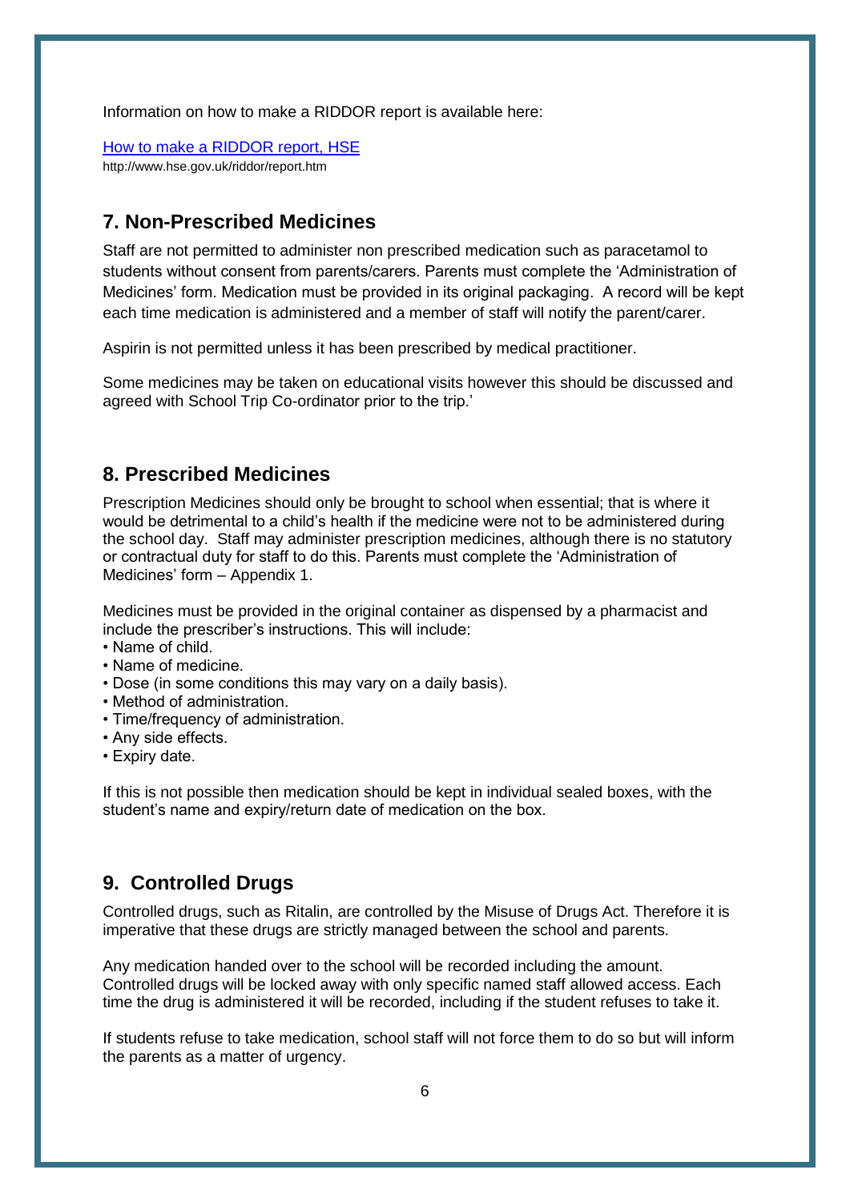Information on how to make a RIDDOR report is available here:

[How to make a RIDDOR report, HSE](http://www.hse.gov.uk/riddor/report.htm)
http://www.hse.gov.uk/riddor/report.htm

## 7. Non-Prescribed Medicines

Staff are not permitted to administer non prescribed medication such as paracetamol to students without consent from parents/carers. Parents must complete the 'Administration of Medicines' form. Medication must be provided in its original packaging. A record will be kept each time medication is administered and a member of staff will notify the parent/carer.

Aspirin is not permitted unless it has been prescribed by medical practitioner.

Some medicines may be taken on educational visits however this should be discussed and agreed with School Trip Co-ordinator prior to the trip.'

## 8. Prescribed Medicines

Prescription Medicines should only be brought to school when essential; that is where it would be detrimental to a child's health if the medicine were not to be administered during the school day. Staff may administer prescription medicines, although there is no statutory or contractual duty for staff to do this. Parents must complete the 'Administration of Medicines' form – Appendix 1.

Medicines must be provided in the original container as dispensed by a pharmacist and include the prescriber's instructions. This will include:

- Name of child.
- Name of medicine.
- Dose (in some conditions this may vary on a daily basis).
- Method of administration.
- Time/frequency of administration.
- Any side effects.
- Expiry date.

If this is not possible then medication should be kept in individual sealed boxes, with the student's name and expiry/return date of medication on the box.

## 9. Controlled Drugs

Controlled drugs, such as Ritalin, are controlled by the Misuse of Drugs Act. Therefore it is imperative that these drugs are strictly managed between the school and parents.

Any medication handed over to the school will be recorded including the amount. Controlled drugs will be locked away with only specific named staff allowed access. Each time the drug is administered it will be recorded, including if the student refuses to take it.

If students refuse to take medication, school staff will not force them to do so but will inform the parents as a matter of urgency.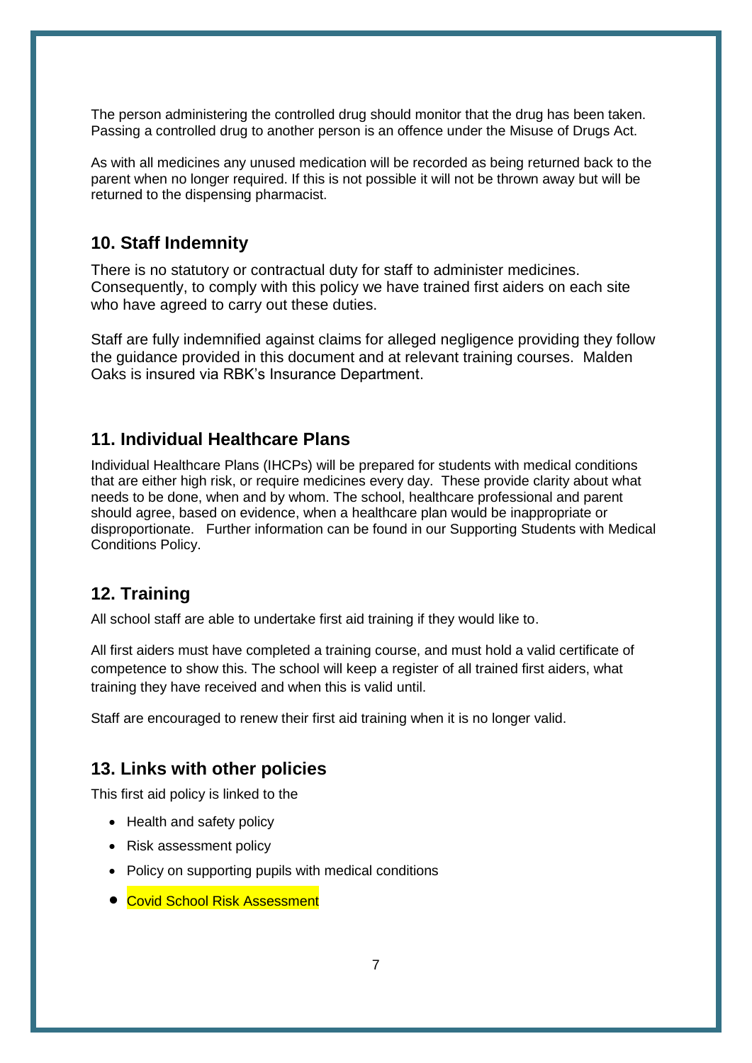The person administering the controlled drug should monitor that the drug has been taken. Passing a controlled drug to another person is an offence under the Misuse of Drugs Act.

As with all medicines any unused medication will be recorded as being returned back to the parent when no longer required. If this is not possible it will not be thrown away but will be returned to the dispensing pharmacist.

## 10. Staff Indemnity

There is no statutory or contractual duty for staff to administer medicines. Consequently, to comply with this policy we have trained first aiders on each site who have agreed to carry out these duties.

Staff are fully indemnified against claims for alleged negligence providing they follow the guidance provided in this document and at relevant training courses. Malden Oaks is insured via RBK's Insurance Department.

## 11. Individual Healthcare Plans

Individual Healthcare Plans (IHCPs) will be prepared for students with medical conditions that are either high risk, or require medicines every day. These provide clarity about what needs to be done, when and by whom. The school, healthcare professional and parent should agree, based on evidence, when a healthcare plan would be inappropriate or disproportionate. Further information can be found in our Supporting Students with Medical Conditions Policy.

## 12. Training

All school staff are able to undertake first aid training if they would like to.

All first aiders must have completed a training course, and must hold a valid certificate of competence to show this. The school will keep a register of all trained first aiders, what training they have received and when this is valid until.

Staff are encouraged to renew their first aid training when it is no longer valid.

## 13. Links with other policies

This first aid policy is linked to the

- Health and safety policy
- Risk assessment policy
- Policy on supporting pupils with medical conditions
- Covid School Risk Assessment